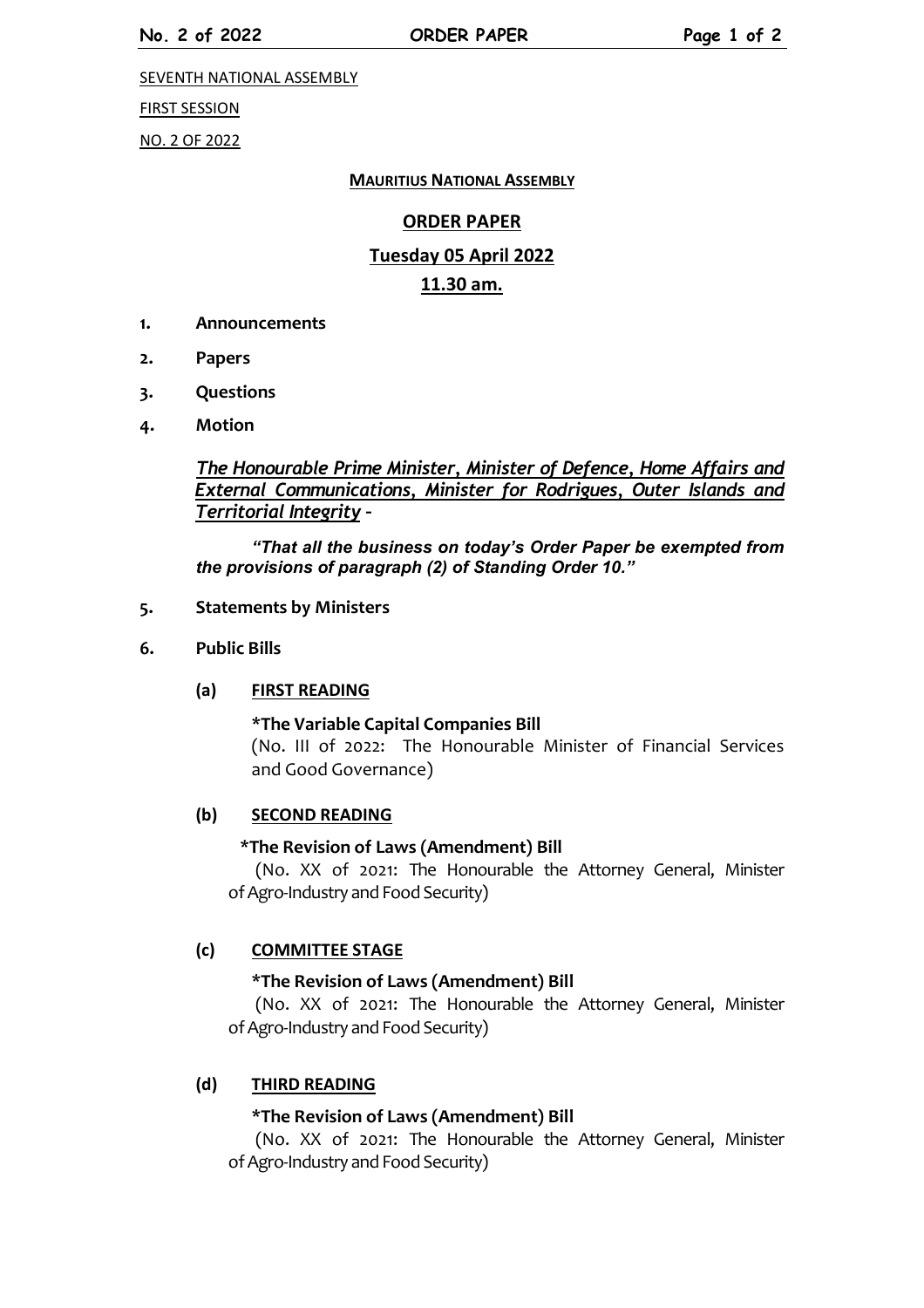SEVENTH NATIONAL ASSEMBLY

FIRST SESSION

NO. 2 OF 2022

**MAURITIUS NATIONAL ASSEMBLY**

## ORDER PAPER

### Tuesday 05 April 2022

### 11.30 am.

1. **Announcements**
2. **Papers**
3. **Questions**
4. **Motion**

***The Honourable Prime Minister, Minister of Defence, Home Affairs and External Communications, Minister for Rodrigues, Outer Islands and Territorial Integrity*** –

***"That all the business on today's Order Paper be exempted from the provisions of paragraph (2) of Standing Order 10."***

5. **Statements by Ministers**
6. **Public Bills**

**(a) FIRST READING**

**\*The Variable Capital Companies Bill**
(No. III of 2022: The Honourable Minister of Financial Services and Good Governance)

**(b) SECOND READING**

**\*The Revision of Laws (Amendment) Bill**
(No. XX of 2021: The Honourable the Attorney General, Minister of Agro-Industry and Food Security)

**(c) COMMITTEE STAGE**

**\*The Revision of Laws (Amendment) Bill**
(No. XX of 2021: The Honourable the Attorney General, Minister of Agro-Industry and Food Security)

**(d) THIRD READING**

**\*The Revision of Laws (Amendment) Bill**
(No. XX of 2021: The Honourable the Attorney General, Minister of Agro-Industry and Food Security)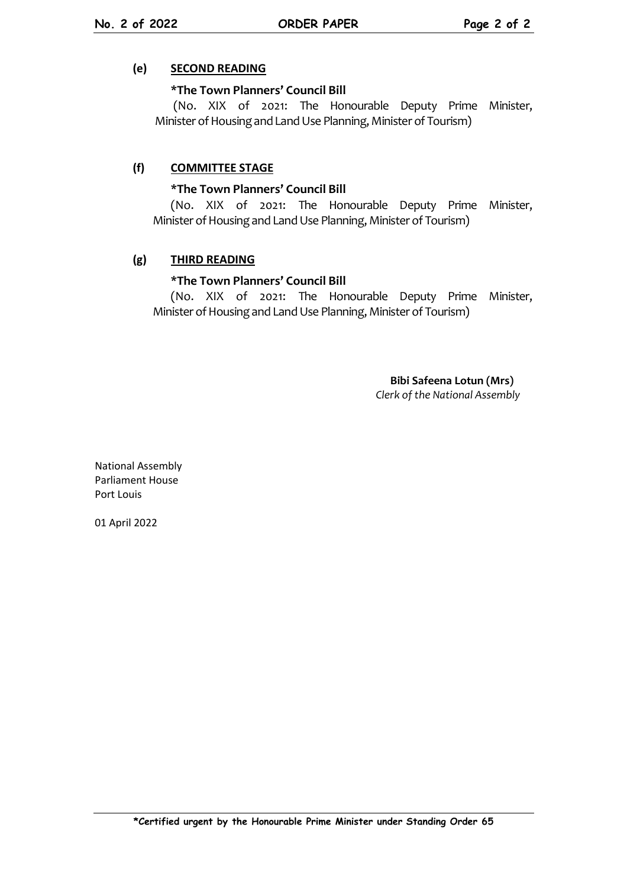**(e) SECOND READING**

**\*The Town Planners' Council Bill**

(No. XIX of 2021: The Honourable Deputy Prime Minister, Minister of Housing and Land Use Planning, Minister of Tourism)

**(f) COMMITTEE STAGE**

**\*The Town Planners' Council Bill**

(No. XIX of 2021: The Honourable Deputy Prime Minister, Minister of Housing and Land Use Planning, Minister of Tourism)

**(g) THIRD READING**

**\*The Town Planners' Council Bill**

(No. XIX of 2021: The Honourable Deputy Prime Minister, Minister of Housing and Land Use Planning, Minister of Tourism)

**Bibi Safeena Lotun (Mrs)**
*Clerk of the National Assembly*

National Assembly
Parliament House
Port Louis

01 April 2022

---

**\*Certified urgent by the Honourable Prime Minister under Standing Order 65**